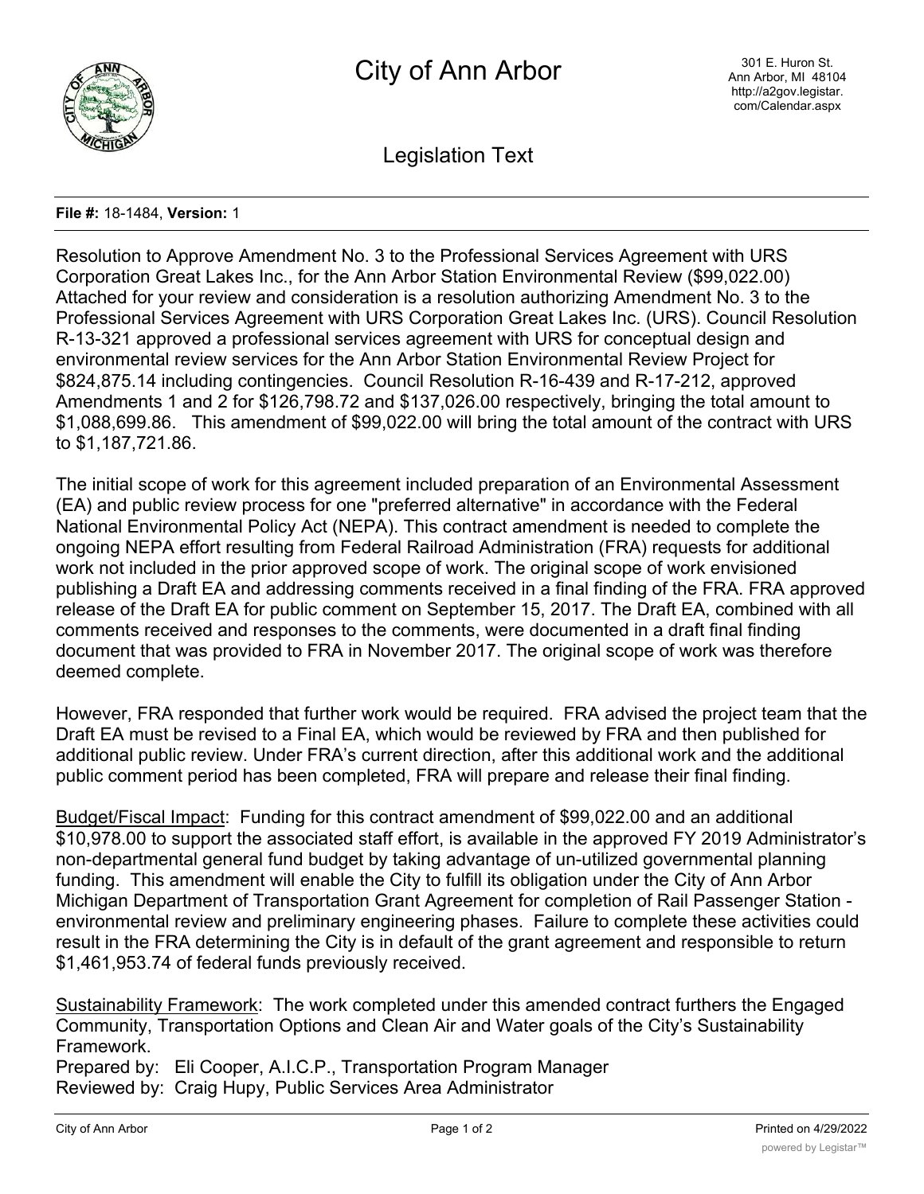# City of Ann Arbor

301 E. Huron St.
Ann Arbor, MI 48104
http://a2gov.legistar.com/Calendar.aspx

## Legislation Text

**File #:** 18-1484, **Version:** 1

Resolution to Approve Amendment No. 3 to the Professional Services Agreement with URS Corporation Great Lakes Inc., for the Ann Arbor Station Environmental Review ($99,022.00)
Attached for your review and consideration is a resolution authorizing Amendment No. 3 to the Professional Services Agreement with URS Corporation Great Lakes Inc. (URS). Council Resolution R-13-321 approved a professional services agreement with URS for conceptual design and environmental review services for the Ann Arbor Station Environmental Review Project for $824,875.14 including contingencies. Council Resolution R-16-439 and R-17-212, approved Amendments 1 and 2 for $126,798.72 and $137,026.00 respectively, bringing the total amount to $1,088,699.86. This amendment of $99,022.00 will bring the total amount of the contract with URS to $1,187,721.86.

The initial scope of work for this agreement included preparation of an Environmental Assessment (EA) and public review process for one "preferred alternative" in accordance with the Federal National Environmental Policy Act (NEPA). This contract amendment is needed to complete the ongoing NEPA effort resulting from Federal Railroad Administration (FRA) requests for additional work not included in the prior approved scope of work. The original scope of work envisioned publishing a Draft EA and addressing comments received in a final finding of the FRA. FRA approved release of the Draft EA for public comment on September 15, 2017. The Draft EA, combined with all comments received and responses to the comments, were documented in a draft final finding document that was provided to FRA in November 2017. The original scope of work was therefore deemed complete.

However, FRA responded that further work would be required. FRA advised the project team that the Draft EA must be revised to a Final EA, which would be reviewed by FRA and then published for additional public review. Under FRA's current direction, after this additional work and the additional public comment period has been completed, FRA will prepare and release their final finding.

Budget/Fiscal Impact: Funding for this contract amendment of $99,022.00 and an additional $10,978.00 to support the associated staff effort, is available in the approved FY 2019 Administrator's non-departmental general fund budget by taking advantage of un-utilized governmental planning funding. This amendment will enable the City to fulfill its obligation under the City of Ann Arbor Michigan Department of Transportation Grant Agreement for completion of Rail Passenger Station - environmental review and preliminary engineering phases. Failure to complete these activities could result in the FRA determining the City is in default of the grant agreement and responsible to return $1,461,953.74 of federal funds previously received.

Sustainability Framework: The work completed under this amended contract furthers the Engaged Community, Transportation Options and Clean Air and Water goals of the City's Sustainability Framework.
Prepared by: Eli Cooper, A.I.C.P., Transportation Program Manager
Reviewed by: Craig Hupy, Public Services Area Administrator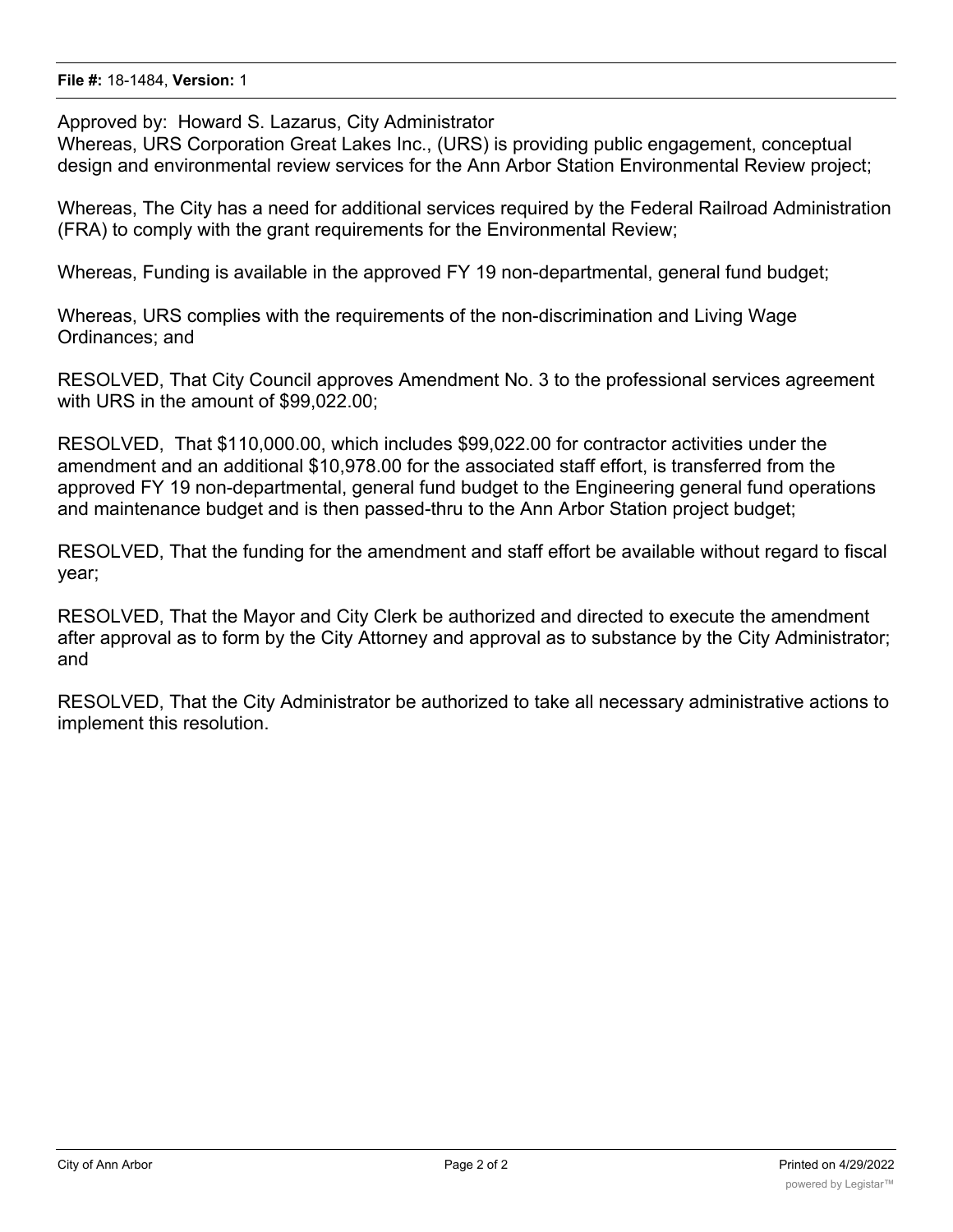Approved by: Howard S. Lazarus, City Administrator

Whereas, URS Corporation Great Lakes Inc., (URS) is providing public engagement, conceptual design and environmental review services for the Ann Arbor Station Environmental Review project;

Whereas, The City has a need for additional services required by the Federal Railroad Administration (FRA) to comply with the grant requirements for the Environmental Review;

Whereas, Funding is available in the approved FY 19 non-departmental, general fund budget;

Whereas, URS complies with the requirements of the non-discrimination and Living Wage Ordinances; and

RESOLVED, That City Council approves Amendment No. 3 to the professional services agreement with URS in the amount of $99,022.00;

RESOLVED, That $110,000.00, which includes $99,022.00 for contractor activities under the amendment and an additional $10,978.00 for the associated staff effort, is transferred from the approved FY 19 non-departmental, general fund budget to the Engineering general fund operations and maintenance budget and is then passed-thru to the Ann Arbor Station project budget;

RESOLVED, That the funding for the amendment and staff effort be available without regard to fiscal year;

RESOLVED, That the Mayor and City Clerk be authorized and directed to execute the amendment after approval as to form by the City Attorney and approval as to substance by the City Administrator; and

RESOLVED, That the City Administrator be authorized to take all necessary administrative actions to implement this resolution.